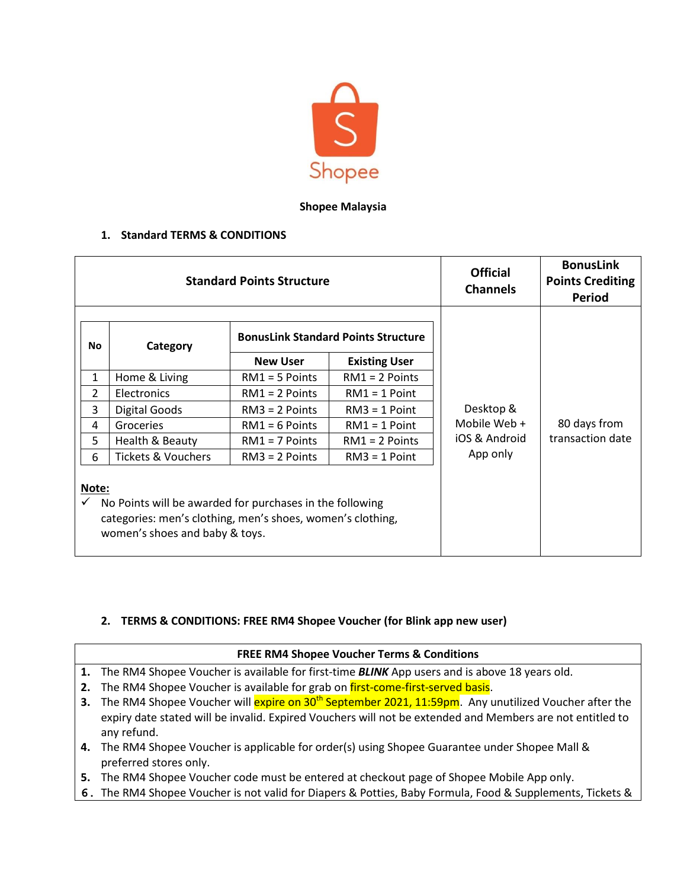Shopee

**Shopee Malaysia**

## 1. Standard TERMS & CONDITIONS

| Standard Points Structure | | | | | Official Channels | BonusLink Points Crediting Period |
|---|---|---|---|---|---|---|
| **No** | **Category** | **BonusLink Standard Points Structure** | | | Desktop & Mobile Web + iOS & Android App only | 80 days from transaction date |
| | | **New User** | **Existing User** | | | |
| 1 | Home & Living | RM1 = 5 Points | RM1 = 2 Points | | | |
| 2 | Electronics | RM1 = 2 Points | RM1 = 1 Point | | | |
| 3 | Digital Goods | RM3 = 2 Points | RM3 = 1 Point | | | |
| 4 | Groceries | RM1 = 6 Points | RM1 = 1 Point | | | |
| 5 | Health & Beauty | RM1 = 7 Points | RM1 = 2 Points | | | |
| 6 | Tickets & Vouchers | RM3 = 2 Points | RM3 = 1 Point | | | |

**Note:**

✓ No Points will be awarded for purchases in the following categories: men's clothing, men's shoes, women's clothing, women's shoes and baby & toys.

## 2. TERMS & CONDITIONS: FREE RM4 Shopee Voucher (for Blink app new user)

**FREE RM4 Shopee Voucher Terms & Conditions**

1. The RM4 Shopee Voucher is available for first-time ***BLINK*** App users and is above 18 years old.
2. The RM4 Shopee Voucher is available for grab on first-come-first-served basis.
3. The RM4 Shopee Voucher will expire on 30th September 2021, 11:59pm. Any unutilized Voucher after the expiry date stated will be invalid. Expired Vouchers will not be extended and Members are not entitled to any refund.
4. The RM4 Shopee Voucher is applicable for order(s) using Shopee Guarantee under Shopee Mall & preferred stores only.
5. The RM4 Shopee Voucher code must be entered at checkout page of Shopee Mobile App only.
6. The RM4 Shopee Voucher is not valid for Diapers & Potties, Baby Formula, Food & Supplements, Tickets &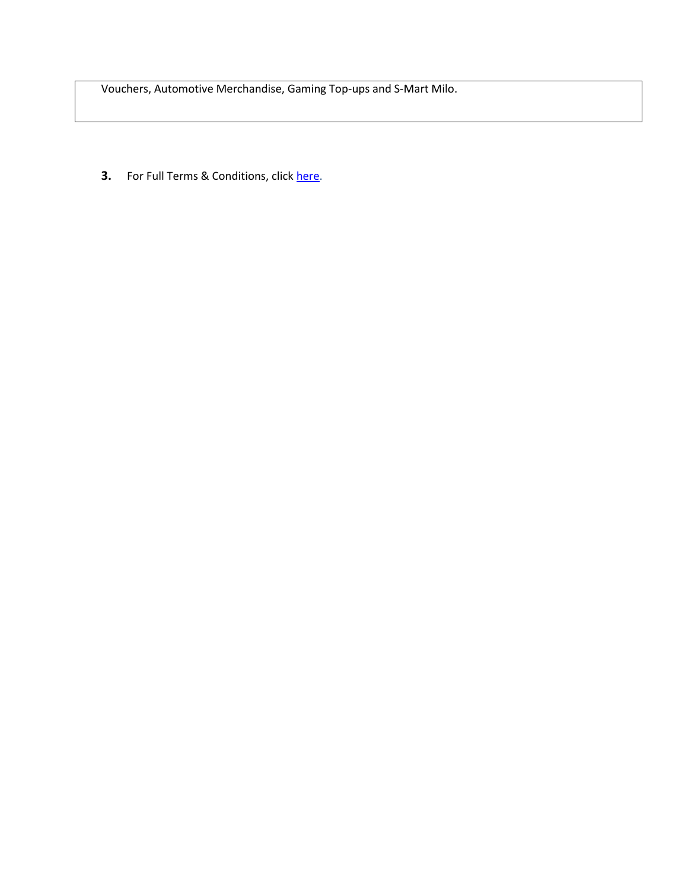| |
|---|
| Vouchers, Automotive Merchandise, Gaming Top-ups and S-Mart Milo. |

3. For Full Terms & Conditions, click here.